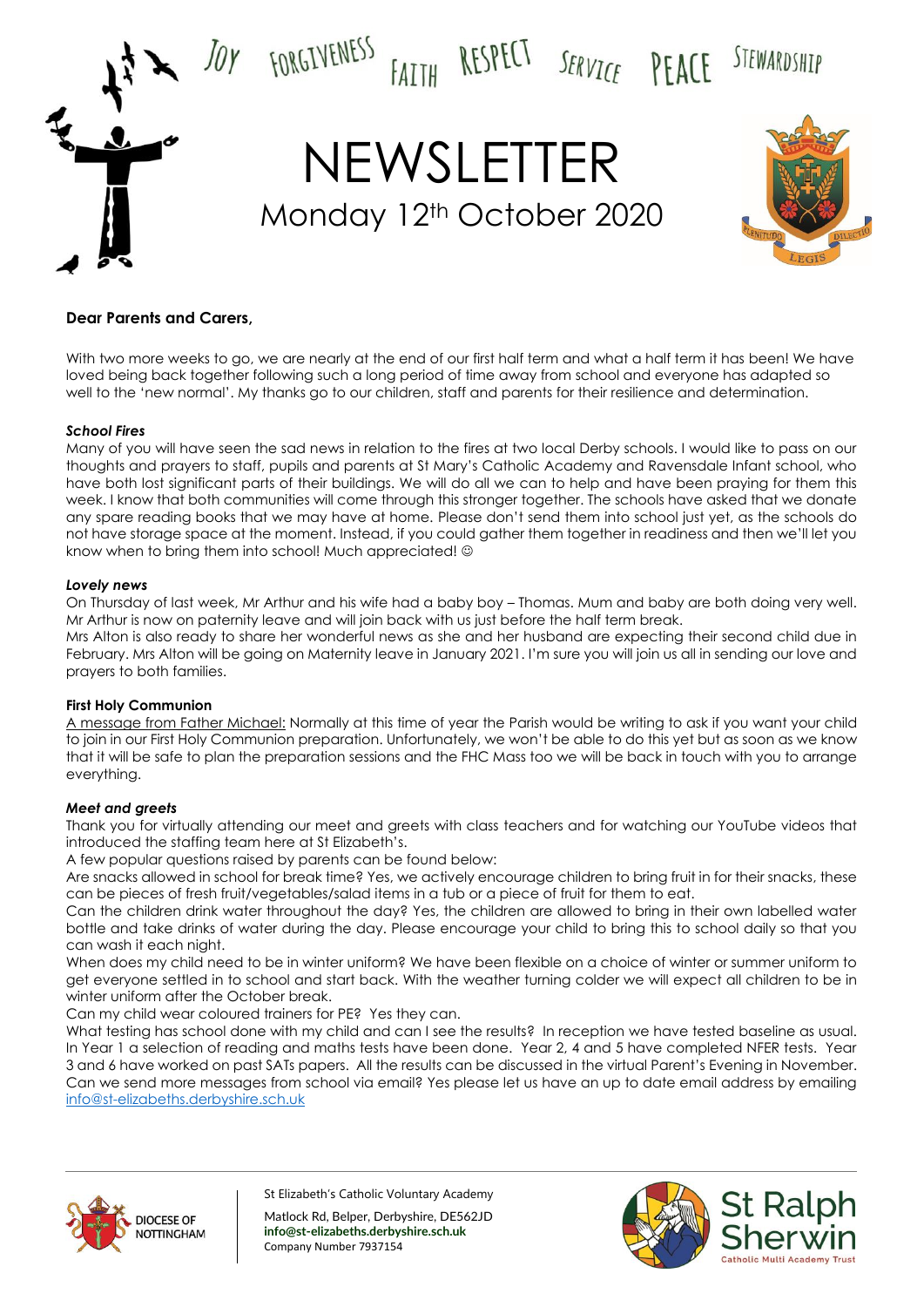JOY FORGIVENESS FAITH RESPECT SERVICE PEACE STEWARDSHIP

# NEWSLETTER

## Monday 12th October 2020

**Dear Parents and Carers,**

With two more weeks to go, we are nearly at the end of our first half term and what a half term it has been! We have loved being back together following such a long period of time away from school and everyone has adapted so well to the 'new normal'. My thanks go to our children, staff and parents for their resilience and determination.

***School Fires***

Many of you will have seen the sad news in relation to the fires at two local Derby schools. I would like to pass on our thoughts and prayers to staff, pupils and parents at St Mary's Catholic Academy and Ravensdale Infant school, who have both lost significant parts of their buildings. We will do all we can to help and have been praying for them this week. I know that both communities will come through this stronger together. The schools have asked that we donate any spare reading books that we may have at home. Please don't send them into school just yet, as the schools do not have storage space at the moment. Instead, if you could gather them together in readiness and then we'll let you know when to bring them into school! Much appreciated! ☺

***Lovely news***

On Thursday of last week, Mr Arthur and his wife had a baby boy – Thomas. Mum and baby are both doing very well. Mr Arthur is now on paternity leave and will join back with us just before the half term break.

Mrs Alton is also ready to share her wonderful news as she and her husband are expecting their second child due in February. Mrs Alton will be going on Maternity leave in January 2021. I'm sure you will join us all in sending our love and prayers to both families.

**First Holy Communion**

A message from Father Michael: Normally at this time of year the Parish would be writing to ask if you want your child to join in our First Holy Communion preparation. Unfortunately, we won't be able to do this yet but as soon as we know that it will be safe to plan the preparation sessions and the FHC Mass too we will be back in touch with you to arrange everything.

***Meet and greets***

Thank you for virtually attending our meet and greets with class teachers and for watching our YouTube videos that introduced the staffing team here at St Elizabeth's.

A few popular questions raised by parents can be found below:

Are snacks allowed in school for break time? Yes, we actively encourage children to bring fruit in for their snacks, these can be pieces of fresh fruit/vegetables/salad items in a tub or a piece of fruit for them to eat.

Can the children drink water throughout the day? Yes, the children are allowed to bring in their own labelled water bottle and take drinks of water during the day. Please encourage your child to bring this to school daily so that you can wash it each night.

When does my child need to be in winter uniform? We have been flexible on a choice of winter or summer uniform to get everyone settled in to school and start back. With the weather turning colder we will expect all children to be in winter uniform after the October break.

Can my child wear coloured trainers for PE? Yes they can.

What testing has school done with my child and can I see the results? In reception we have tested baseline as usual. In Year 1 a selection of reading and maths tests have been done. Year 2, 4 and 5 have completed NFER tests. Year 3 and 6 have worked on past SATs papers. All the results can be discussed in the virtual Parent's Evening in November.

Can we send more messages from school via email? Yes please let us have an up to date email address by emailing info@st-elizabeths.derbyshire.sch.uk

DIOCESE OF NOTTINGHAM

St Elizabeth's Catholic Voluntary Academy
Matlock Rd, Belper, Derbyshire, DE562JD
**info@st-elizabeths.derbyshire.sch.uk**
Company Number 7937154

St Ralph Sherwin Catholic Multi Academy Trust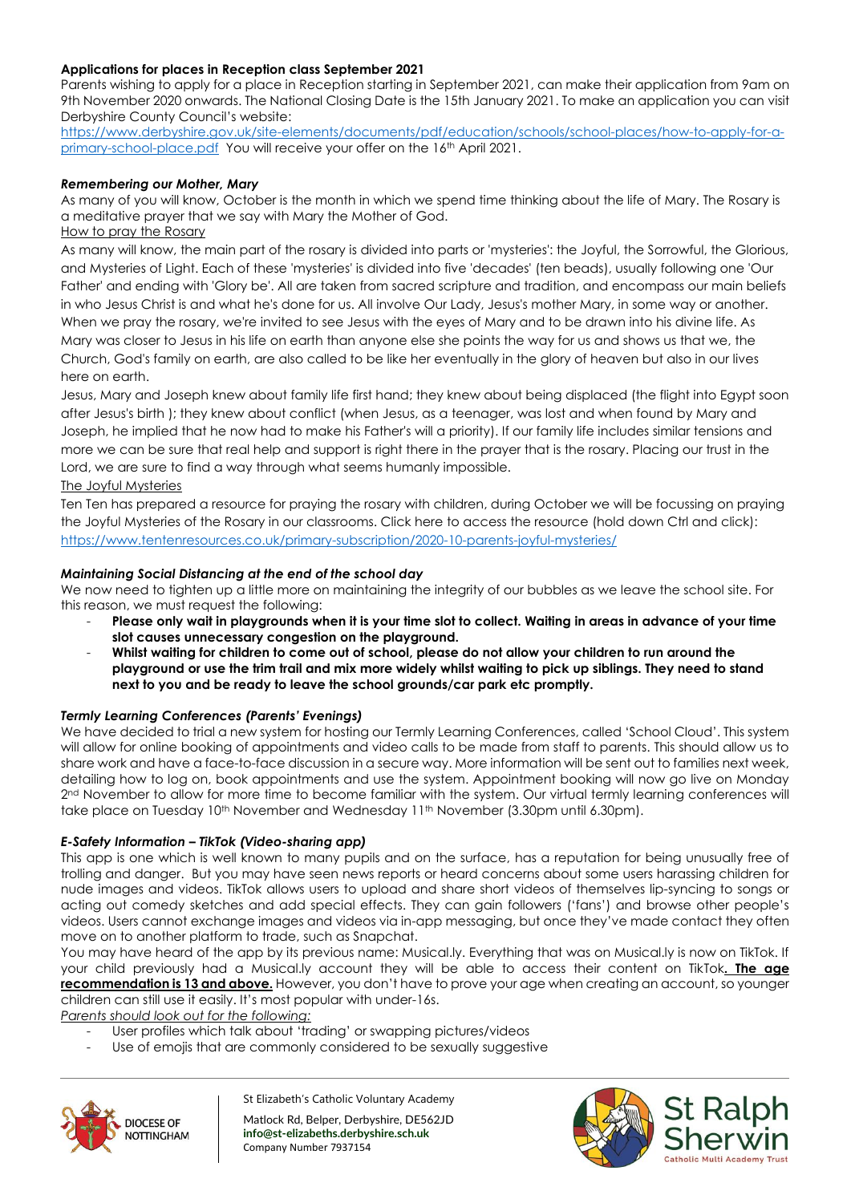**Applications for places in Reception class September 2021**

Parents wishing to apply for a place in Reception starting in September 2021, can make their application from 9am on 9th November 2020 onwards. The National Closing Date is the 15th January 2021. To make an application you can visit Derbyshire County Council's website:

https://www.derbyshire.gov.uk/site-elements/documents/pdf/education/schools/school-places/how-to-apply-for-a-primary-school-place.pdf You will receive your offer on the 16th April 2021.

***Remembering our Mother, Mary***

As many of you will know, October is the month in which we spend time thinking about the life of Mary. The Rosary is a meditative prayer that we say with Mary the Mother of God.

How to pray the Rosary

As many will know, the main part of the rosary is divided into parts or 'mysteries': the Joyful, the Sorrowful, the Glorious, and Mysteries of Light. Each of these 'mysteries' is divided into five 'decades' (ten beads), usually following one 'Our Father' and ending with 'Glory be'. All are taken from sacred scripture and tradition, and encompass our main beliefs in who Jesus Christ is and what he's done for us. All involve Our Lady, Jesus's mother Mary, in some way or another. When we pray the rosary, we're invited to see Jesus with the eyes of Mary and to be drawn into his divine life. As Mary was closer to Jesus in his life on earth than anyone else she points the way for us and shows us that we, the Church, God's family on earth, are also called to be like her eventually in the glory of heaven but also in our lives here on earth.

Jesus, Mary and Joseph knew about family life first hand; they knew about being displaced (the flight into Egypt soon after Jesus's birth ); they knew about conflict (when Jesus, as a teenager, was lost and when found by Mary and Joseph, he implied that he now had to make his Father's will a priority). If our family life includes similar tensions and more we can be sure that real help and support is right there in the prayer that is the rosary. Placing our trust in the Lord, we are sure to find a way through what seems humanly impossible.

The Joyful Mysteries

Ten Ten has prepared a resource for praying the rosary with children, during October we will be focussing on praying the Joyful Mysteries of the Rosary in our classrooms. Click here to access the resource (hold down Ctrl and click): https://www.tentenresources.co.uk/primary-subscription/2020-10-parents-joyful-mysteries/

***Maintaining Social Distancing at the end of the school day***

We now need to tighten up a little more on maintaining the integrity of our bubbles as we leave the school site. For this reason, we must request the following:

- **Please only wait in playgrounds when it is your time slot to collect. Waiting in areas in advance of your time slot causes unnecessary congestion on the playground.**
- **Whilst waiting for children to come out of school, please do not allow your children to run around the playground or use the trim trail and mix more widely whilst waiting to pick up siblings. They need to stand next to you and be ready to leave the school grounds/car park etc promptly.**

***Termly Learning Conferences (Parents' Evenings)***

We have decided to trial a new system for hosting our Termly Learning Conferences, called 'School Cloud'. This system will allow for online booking of appointments and video calls to be made from staff to parents. This should allow us to share work and have a face-to-face discussion in a secure way. More information will be sent out to families next week, detailing how to log on, book appointments and use the system. Appointment booking will now go live on Monday 2nd November to allow for more time to become familiar with the system. Our virtual termly learning conferences will take place on Tuesday 10th November and Wednesday 11th November (3.30pm until 6.30pm).

***E-Safety Information – TikTok (Video-sharing app)***

This app is one which is well known to many pupils and on the surface, has a reputation for being unusually free of trolling and danger. But you may have seen news reports or heard concerns about some users harassing children for nude images and videos. TikTok allows users to upload and share short videos of themselves lip-syncing to songs or acting out comedy sketches and add special effects. They can gain followers ('fans') and browse other people's videos. Users cannot exchange images and videos via in-app messaging, but once they've made contact they often move on to another platform to trade, such as Snapchat.

You may have heard of the app by its previous name: Musical.ly. Everything that was on Musical.ly is now on TikTok. If your child previously had a Musical.ly account they will be able to access their content on TikTok**. The age recommendation is 13 and above.** However, you don't have to prove your age when creating an account, so younger children can still use it easily. It's most popular with under-16s.

*Parents should look out for the following:*

- User profiles which talk about 'trading' or swapping pictures/videos
- Use of emojis that are commonly considered to be sexually suggestive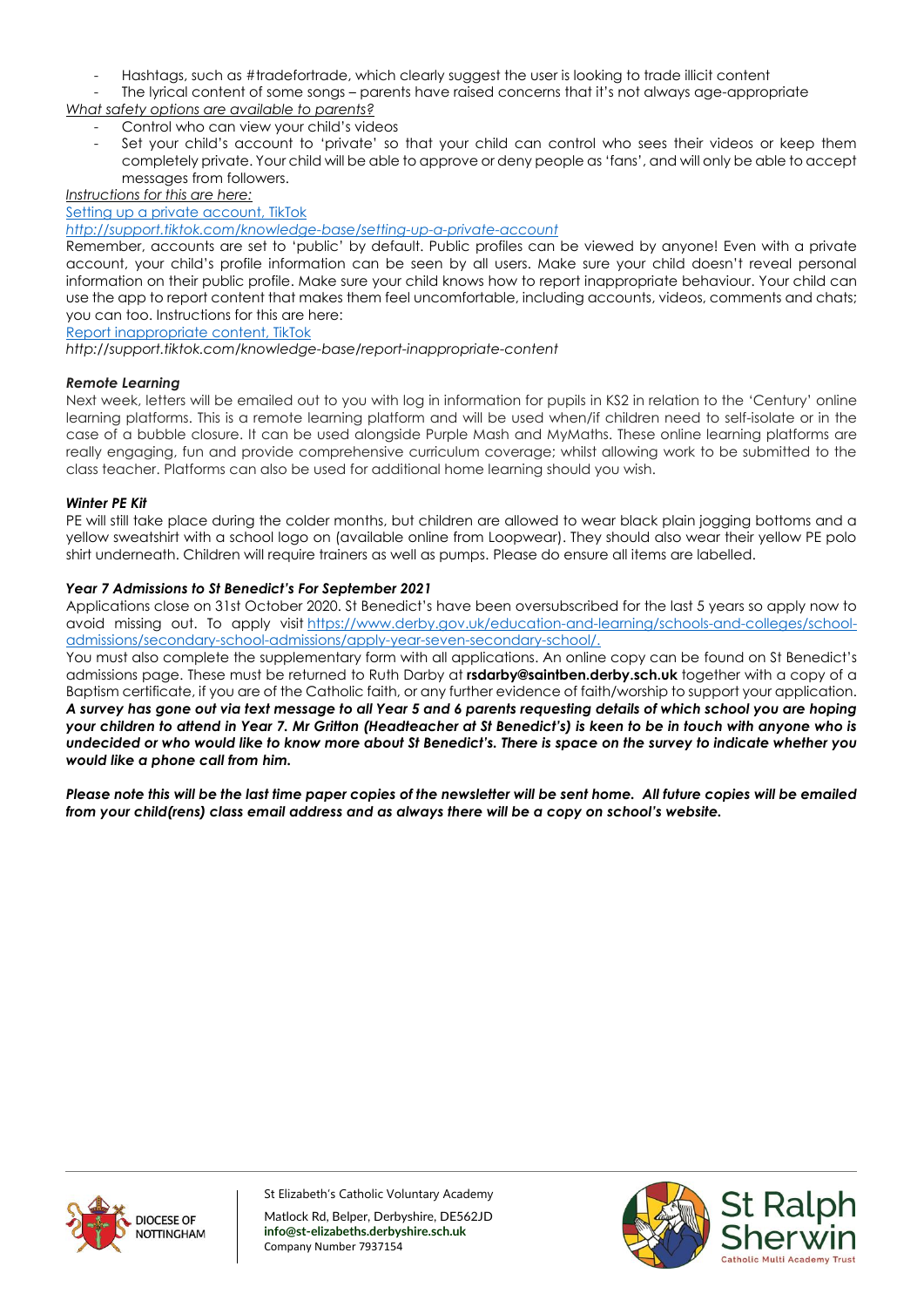- Hashtags, such as #tradefortrade, which clearly suggest the user is looking to trade illicit content
- The lyrical content of some songs – parents have raised concerns that it's not always age-appropriate

*What safety options are available to parents?*

- Control who can view your child's videos
- Set your child's account to 'private' so that your child can control who sees their videos or keep them completely private. Your child will be able to approve or deny people as 'fans', and will only be able to accept messages from followers.

*Instructions for this are here:*

[Setting up a private account, TikTok](http://support.tiktok.com/knowledge-base/setting-up-a-private-account)

*http://support.tiktok.com/knowledge-base/setting-up-a-private-account*

Remember, accounts are set to 'public' by default. Public profiles can be viewed by anyone! Even with a private account, your child's profile information can be seen by all users. Make sure your child doesn't reveal personal information on their public profile. Make sure your child knows how to report inappropriate behaviour. Your child can use the app to report content that makes them feel uncomfortable, including accounts, videos, comments and chats; you can too. Instructions for this are here:

[Report inappropriate content, TikTok](http://support.tiktok.com/knowledge-base/report-inappropriate-content)

*http://support.tiktok.com/knowledge-base/report-inappropriate-content*

***Remote Learning***

Next week, letters will be emailed out to you with log in information for pupils in KS2 in relation to the 'Century' online learning platforms. This is a remote learning platform and will be used when/if children need to self-isolate or in the case of a bubble closure. It can be used alongside Purple Mash and MyMaths. These online learning platforms are really engaging, fun and provide comprehensive curriculum coverage; whilst allowing work to be submitted to the class teacher. Platforms can also be used for additional home learning should you wish.

***Winter PE Kit***

PE will still take place during the colder months, but children are allowed to wear black plain jogging bottoms and a yellow sweatshirt with a school logo on (available online from Loopwear). They should also wear their yellow PE polo shirt underneath. Children will require trainers as well as pumps. Please do ensure all items are labelled.

***Year 7 Admissions to St Benedict's For September 2021***

Applications close on 31st October 2020. St Benedict's have been oversubscribed for the last 5 years so apply now to avoid missing out. To apply visit [https://www.derby.gov.uk/education-and-learning/schools-and-colleges/school-admissions/secondary-school-admissions/apply-year-seven-secondary-school/.](https://www.derby.gov.uk/education-and-learning/schools-and-colleges/school-admissions/secondary-school-admissions/apply-year-seven-secondary-school/)

You must also complete the supplementary form with all applications. An online copy can be found on St Benedict's admissions page. These must be returned to Ruth Darby at **rsdarby@saintben.derby.sch.uk** together with a copy of a Baptism certificate, if you are of the Catholic faith, or any further evidence of faith/worship to support your application.

***A survey has gone out via text message to all Year 5 and 6 parents requesting details of which school you are hoping your children to attend in Year 7. Mr Gritton (Headteacher at St Benedict's) is keen to be in touch with anyone who is undecided or who would like to know more about St Benedict's. There is space on the survey to indicate whether you would like a phone call from him.***

***Please note this will be the last time paper copies of the newsletter will be sent home. All future copies will be emailed from your child(rens) class email address and as always there will be a copy on school's website.***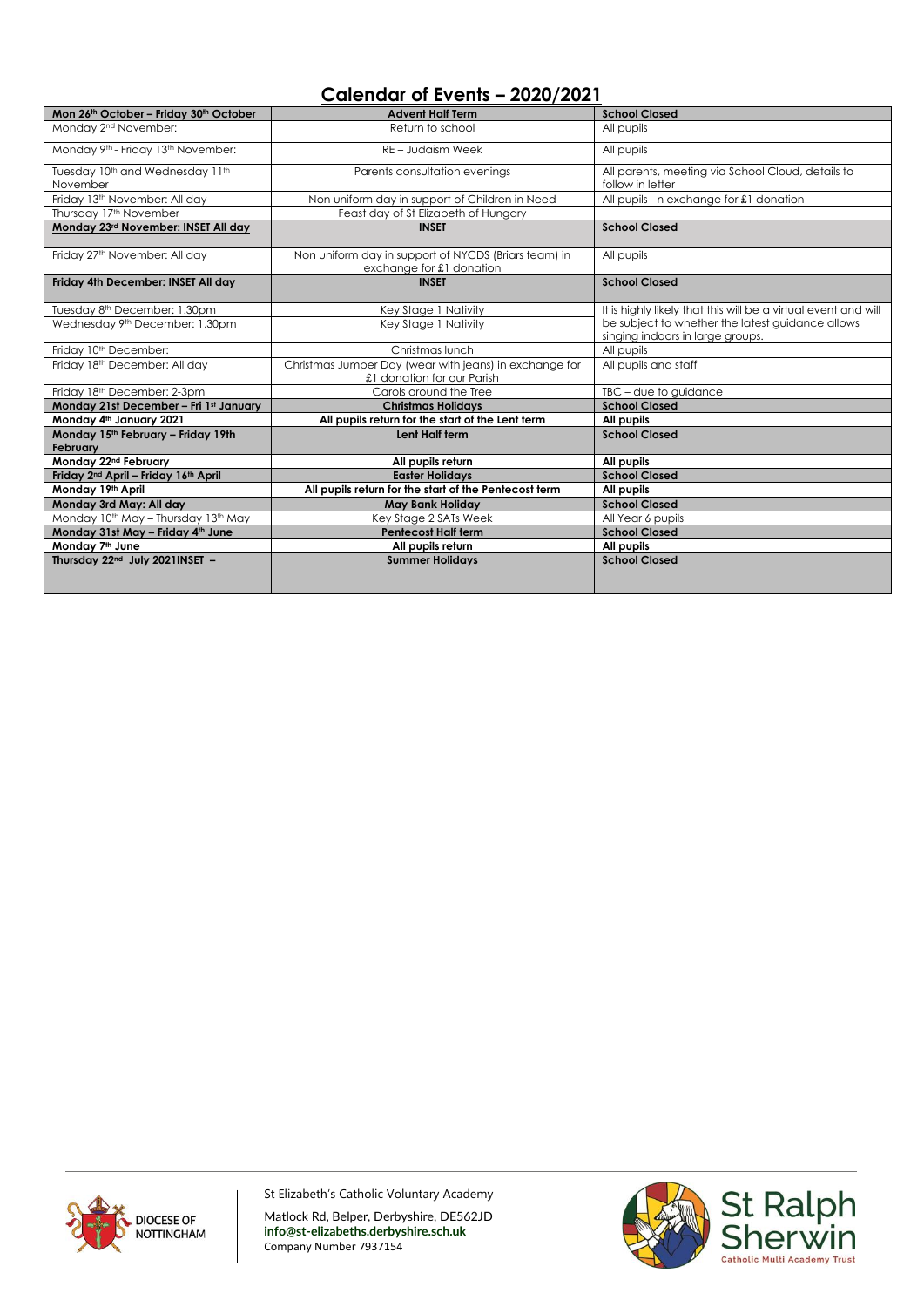# Calendar of Events – 2020/2021

| | | |
|---|---|---|
| **Mon 26th October – Friday 30th October** | **Advent Half Term** | **School Closed** |
| Monday 2nd November: | Return to school | All pupils |
| Monday 9th - Friday 13th November: | RE – Judaism Week | All pupils |
| Tuesday 10th and Wednesday 11th November | Parents consultation evenings | All parents, meeting via School Cloud, details to follow in letter |
| Friday 13th November: All day | Non uniform day in support of Children in Need | All pupils - n exchange for £1 donation |
| Thursday 17th November | Feast day of St Elizabeth of Hungary | |
| **Monday 23rd November: INSET All day** | **INSET** | **School Closed** |
| Friday 27th November: All day | Non uniform day in support of NYCDS (Briars team) in exchange for £1 donation | All pupils |
| **Friday 4th December: INSET All day** | **INSET** | **School Closed** |
| Tuesday 8th December: 1.30pm | Key Stage 1 Nativity | It is highly likely that this will be a virtual event and will be subject to whether the latest guidance allows singing indoors in large groups. |
| Wednesday 9th December: 1.30pm | Key Stage 1 Nativity | |
| Friday 10th December: | Christmas lunch | All pupils |
| Friday 18th December: All day | Christmas Jumper Day (wear with jeans) in exchange for £1 donation for our Parish | All pupils and staff |
| Friday 18th December: 2-3pm | Carols around the Tree | TBC – due to guidance |
| **Monday 21st December – Fri 1st January** | **Christmas Holidays** | **School Closed** |
| **Monday 4th January 2021** | **All pupils return for the start of the Lent term** | **All pupils** |
| **Monday 15th February – Friday 19th February** | **Lent Half term** | **School Closed** |
| **Monday 22nd February** | **All pupils return** | **All pupils** |
| **Friday 2nd April – Friday 16th April** | **Easter Holidays** | **School Closed** |
| **Monday 19th April** | **All pupils return for the start of the Pentecost term** | **All pupils** |
| **Monday 3rd May: All day** | **May Bank Holiday** | **School Closed** |
| Monday 10th May – Thursday 13th May | Key Stage 2 SATs Week | All Year 6 pupils |
| **Monday 31st May – Friday 4th June** | **Pentecost Half term** | **School Closed** |
| **Monday 7th June** | **All pupils return** | **All pupils** |
| **Thursday 22nd July 2021INSET –** | **Summer Holidays** | **School Closed** |

DIOCESE OF NOTTINGHAM

St Elizabeth's Catholic Voluntary Academy

Matlock Rd, Belper, Derbyshire, DE562JD

**info@st-elizabeths.derbyshire.sch.uk**

Company Number 7937154

St Ralph Sherwin Catholic Multi Academy Trust